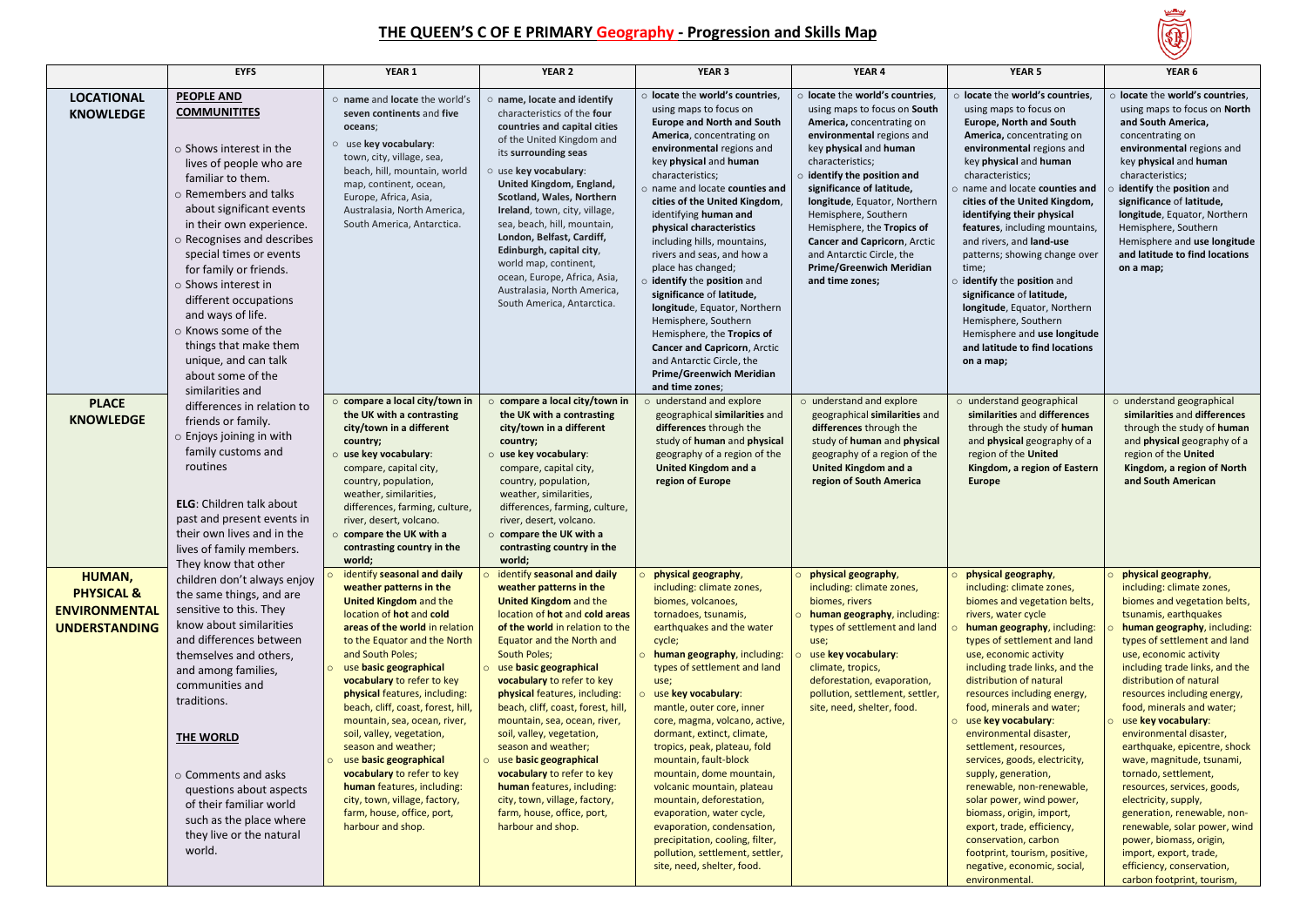# THE QUEEN'S C OF E PRIMARY Geography - Progression and Skills Map

| | EYFS | YEAR 1 | YEAR 2 | YEAR 3 | YEAR 4 | YEAR 5 | YEAR 6 |
|---|---|---|---|---|---|---|---|
| **LOCATIONAL KNOWLEDGE** | **PEOPLE AND COMMUNITITES**<br><br>○ Shows interest in the lives of people who are familiar to them.<br>○ Remembers and talks about significant events in their own experience.<br>○ Recognises and describes special times or events for family or friends.<br>○ Shows interest in different occupations and ways of life.<br>○ Knows some of the things that make them unique, and can talk about some of the similarities and differences in relation to friends or family.<br>○ Enjoys joining in with family customs and routines<br><br>**ELG**: Children talk about past and present events in their own lives and in the lives of family members. They know that other children don't always enjoy the same things, and are sensitive to this. They know about similarities and differences between themselves and others, and among families, communities and traditions.<br><br>**THE WORLD**<br><br>○ Comments and asks questions about aspects of their familiar world such as the place where they live or the natural world. | ○ **name** and **locate** the world's **seven continents** and **five oceans**;<br>○ use **key vocabulary**: town, city, village, sea, beach, hill, mountain, world map, continent, ocean, Europe, Africa, Asia, Australasia, North America, South America, Antarctica. | ○ **name, locate and identify** characteristics of the **four countries and capital cities** of the United Kingdom and its **surrounding seas**<br>○ use **key vocabulary**: **United Kingdom, England, Scotland, Wales, Northern Ireland**, town, city, village, sea, beach, hill, mountain, **London, Belfast, Cardiff, Edinburgh, capital city**, world map, continent, ocean, Europe, Africa, Asia, Australasia, North America, South America, Antarctica. | ○ **locate** the **world's countries**, using maps to focus on **Europe and North and South America**, concentrating on **environmental** regions and key **physical** and **human** characteristics;<br>○ name and locate **counties and cities of the United Kingdom**, identifying **human and physical characteristics** including hills, mountains, rivers and seas, and how a place has changed;<br>○ **identify** the **position** and **significance** of **latitude, longitud**e, Equator, Northern Hemisphere, Southern Hemisphere, the **Tropics of Cancer and Capricorn**, Arctic and Antarctic Circle, the **Prime/Greenwich Meridian and time zones**; | ○ **locate** the **world's countries**, using maps to focus on **South America,** concentrating on **environmental** regions and **human** characteristics;<br>○ **identify the position and significance of latitude, longitude**, Equator, Northern Hemisphere, Southern Hemisphere, the **Tropics of Cancer and Capricorn**, Arctic and Antarctic Circle, the **Prime/Greenwich Meridian and time zones;** | ○ **locate** the **world's countries**, using maps to focus on **Europe, North and South America,** concentrating on **environmental** regions and key **physical** and **human** characteristics;<br>○ name and locate **counties and cities of the United Kingdom, identifying their physical features**, including mountains, and rivers, and **land-use** patterns; showing change over time;<br>○ **identify** the **position** and **significance** of **latitude, longitude**, Equator, Northern Hemisphere, Southern Hemisphere and **use longitude and latitude to find locations on a map;** | ○ **locate** the **world's countries**, using maps to focus on **North and South America,** concentrating on **environmental** regions and key **physical** and **human** characteristics;<br>○ **identify** the **position** and **significance** of **latitude, longitude**, Equator, Northern Hemisphere, Southern Hemisphere and **use longitude and latitude to find locations on a map;** |
| **PLACE KNOWLEDGE** | | ○ **compare a local city/town in the UK with a contrasting city/town in a different country;**<br>○ **use key vocabulary**: compare, capital city, country, population, weather, similarities, differences, farming, culture, river, desert, volcano.<br>○ **compare the UK with a contrasting country in the world;** | ○ **compare a local city/town in the UK with a contrasting city/town in a different country;**<br>○ **use key vocabulary**: compare, capital city, country, population, weather, similarities, differences, farming, culture, river, desert, volcano.<br>○ **compare the UK with a contrasting country in the world;** | ○ understand and explore geographical **similarities** and **differences** through the study of **human** and **physical** geography of a region of the **United Kingdom and a region of Europe** | ○ understand and explore geographical **similarities** and **differences** through the study of **human** and **physical** geography of a region of the **United Kingdom and a region of South America** | ○ understand geographical **similarities** and **differences** through the study of **human** and **physical** geography of a region of the **United Kingdom, a region of Eastern Europe** | ○ understand geographical **similarities** and **differences** through the study of **human** and **physical** geography of a region of the **United Kingdom, a region of North and South American** |
| **HUMAN, PHYSICAL & ENVIRONMENTAL UNDERSTANDING** | | ○ identify **seasonal and daily weather patterns in the United Kingdom** and the location of **hot** and **cold areas of the world** in relation to the Equator and the North and South Poles;<br>○ use **basic geographical vocabulary** to refer to key **physical** features, including: beach, cliff, coast, forest, hill, mountain, sea, ocean, river, soil, valley, vegetation, season and weather;<br>○ use **basic geographical vocabulary** to refer to key **human** features, including: city, town, village, factory, farm, house, office, port, harbour and shop. | ○ identify **seasonal and daily weather patterns in the United Kingdom** and the location of **hot** and **cold areas of the world** in relation to the Equator and the North and South Poles;<br>○ use **basic geographical vocabulary** to refer to key **physical** features, including: beach, cliff, coast, forest, hill, mountain, sea, ocean, river, soil, valley, vegetation, season and weather;<br>○ use **basic geographical vocabulary** to refer to key **human** features, including: city, town, village, factory, farm, house, office, port, harbour and shop. | ○ **physical geography**, including: climate zones, biomes, volcanoes, tornadoes, tsunamis, earthquakes and the water cycle;<br>○ **human geography**, including: types of settlement and land use;<br>○ use **key vocabulary**: mantle, outer core, inner core, magma, volcano, active, dormant, extinct, climate, tropics, peak, plateau, fold mountain, fault-block mountain, dome mountain, volcanic mountain, plateau mountain, deforestation, evaporation, water cycle, evaporation, condensation, precipitation, cooling, filter, pollution, settlement, settler, site, need, shelter, food. | ○ **physical geography**, including: climate zones, biomes, rivers<br>○ **human geography**, including: types of settlement and land use;<br>○ use **key vocabulary**: climate, tropics, deforestation, evaporation, pollution, settlement, settler, site, need, shelter, food. | ○ **physical geography**, including: climate zones, biomes and vegetation belts, rivers, water cycle<br>○ **human geography**, including: types of settlement and land use, economic activity including trade links, and the distribution of natural resources including energy, food, minerals and water;<br>○ use **key vocabulary**: environmental disaster, settlement, resources, services, goods, electricity, supply, generation, renewable, non-renewable, solar power, wind power, biomass, origin, import, export, trade, efficiency, conservation, carbon footprint, tourism, positive, negative, economic, social, environmental. | ○ **physical geography**, including: climate zones, biomes and vegetation belts, tsunamis, earthquakes<br>○ **human geography**, including: types of settlement and land use, economic activity including trade links, and the distribution of natural resources including energy, food, minerals and water;<br>○ use **key vocabulary**: environmental disaster, earthquake, epicentre, shock wave, magnitude, tsunami, tornado, settlement, resources, services, goods, electricity, supply, generation, renewable, non-renewable, solar power, wind power, biomass, origin, import, export, trade, efficiency, conservation, carbon footprint, tourism, |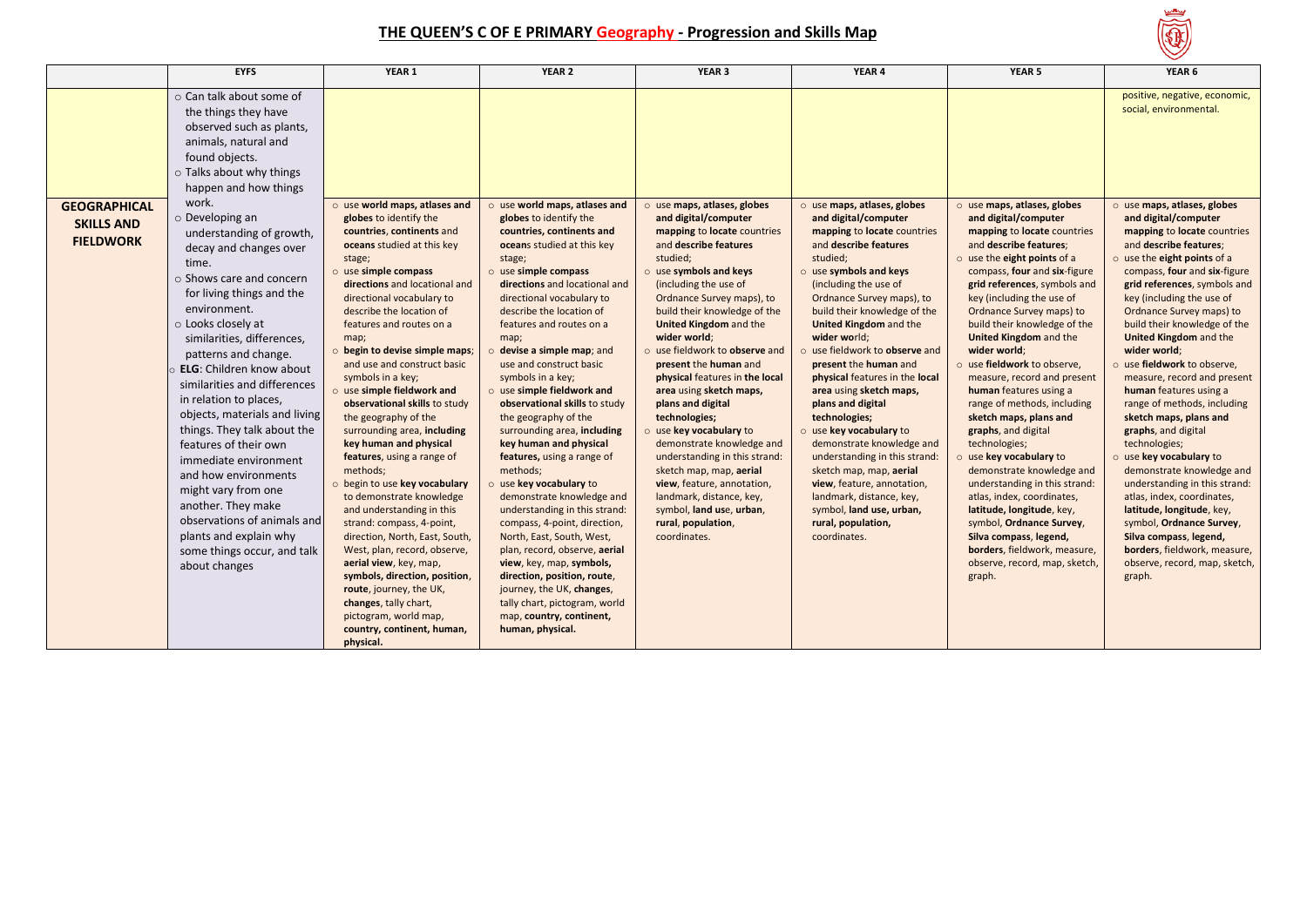# THE QUEEN'S C OF E PRIMARY Geography - Progression and Skills Map

| | EYFS | YEAR 1 | YEAR 2 | YEAR 3 | YEAR 4 | YEAR 5 | YEAR 6 |
|---|---|---|---|---|---|---|---|
| | ○ Can talk about some of the things they have observed such as plants, animals, natural and found objects.<br>○ Talks about why things happen and how things work.<br>○ Developing an understanding of growth, decay and changes over time.<br>○ Shows care and concern for living things and the environment.<br>○ Looks closely at similarities, differences, patterns and change.<br>○ **ELG**: Children know about similarities and differences in relation to places, objects, materials and living things. They talk about the features of their own immediate environment and how environments might vary from one another. They make observations of animals and plants and explain why some things occur, and talk about changes | | | | | | positive, negative, economic, social, environmental. |
| **GEOGRAPHICAL SKILLS AND FIELDWORK** | | ○ use **world maps, atlases and globes** to identify the **countries**, **continents** and **oceans** studied at this key stage;<br>○ use **simple compass directions** and locational and directional vocabulary to describe the location of features and routes on a map;<br>○ **begin to devise simple maps**; and use and construct basic symbols in a key;<br>○ use **simple fieldwork and observational skills** to study the geography of the surrounding area, **including key human and physical features**, using a range of methods;<br>○ begin to use **key vocabulary** to demonstrate knowledge and understanding in this strand: compass, 4-point, direction, North, East, South, West, plan, record, observe, **aerial view**, key, map, **symbols, direction, position**, **route**, journey, the UK, **changes**, tally chart, pictogram, world map, **country, continent, human, physical.** | ○ use **world maps, atlases and globes** to identify the **countries, continents and oceans** studied at this key stage;<br>○ use **simple compass directions** and locational and directional vocabulary to describe the location of features and routes on a map;<br>○ **devise a simple map**; and use and construct basic symbols in a key;<br>○ use **simple fieldwork and observational skills** to study the geography of the surrounding area, **including key human and physical features,** using a range of methods;<br>○ use **key vocabulary** to demonstrate knowledge and understanding in this strand: compass, 4-point, direction, North, East, South, West, plan, record, observe, **aerial view**, key, map, **symbols, direction, position, route**, journey, the UK, **changes**, tally chart, pictogram, world map, **country, continent, human, physical.** | ○ use **maps, atlases, globes and digital/computer mapping** to **locate** countries and **describe features** studied;<br>○ use **symbols and keys** (including the use of Ordnance Survey maps), to build their knowledge of the **United Kingdom** and the **wider world**;<br>○ use fieldwork to **observe** and **present** the **human** and **physical** features in **the local area** using **sketch maps, plans and digital technologies;**<br>○ use **key vocabulary** to demonstrate knowledge and understanding in this strand: sketch map, map, **aerial view**, feature, annotation, landmark, distance, key, symbol, **land use**, **urban**, **rural**, **population**, coordinates. | ○ use **maps, atlases, globes and digital/computer mapping** to **locate** countries and **describe features** studied;<br>○ use **symbols and keys** (including the use of Ordnance Survey maps), to build their knowledge of the **United Kingdom** and the **wider wo**rld;<br>○ use fieldwork to **observe** and **present** the **human** and **physical** features in the **local area** using **sketch maps, plans and digital technologies;**<br>○ use **key vocabulary** to demonstrate knowledge and understanding in this strand: sketch map, map, **aerial view**, feature, annotation, landmark, distance, key, symbol, **land use, urban, rural, population,** coordinates. | ○ use **maps, atlases, globes and digital/computer mapping** to **locate** countries and **describe features**;<br>○ use the **eight points** of a compass, **four** and **six**-figure **grid references**, symbols and key (including the use of Ordnance Survey maps) to build their knowledge of the **United Kingdom** and the **wider world**;<br>○ use **fieldwork** to observe, measure, record and present **human** features using a range of methods, including **sketch maps, plans and graphs**, and digital technologies;<br>○ use **key vocabulary** to demonstrate knowledge and understanding in this strand: atlas, index, coordinates, **latitude, longitude**, key, symbol, **Ordnance Survey**, **Silva compass**, **legend, borders**, fieldwork, measure, observe, record, map, sketch, graph. | ○ use **maps, atlases, globes and digital/computer mapping** to **locate** countries and **describe features**;<br>○ use the **eight points** of a compass, **four** and **six**-figure **grid references**, symbols and key (including the use of Ordnance Survey maps) to build their knowledge of the **United Kingdom** and the **wider world**;<br>○ use **fieldwork** to observe, measure, record and present **human** features using a range of methods, including **sketch maps, plans and graphs**, and digital technologies;<br>○ use **key vocabulary** to demonstrate knowledge and understanding in this strand: atlas, index, coordinates, **latitude, longitude**, key, symbol, **Ordnance Survey**, **Silva compass**, **legend, borders**, fieldwork, measure, observe, record, map, sketch, graph. |